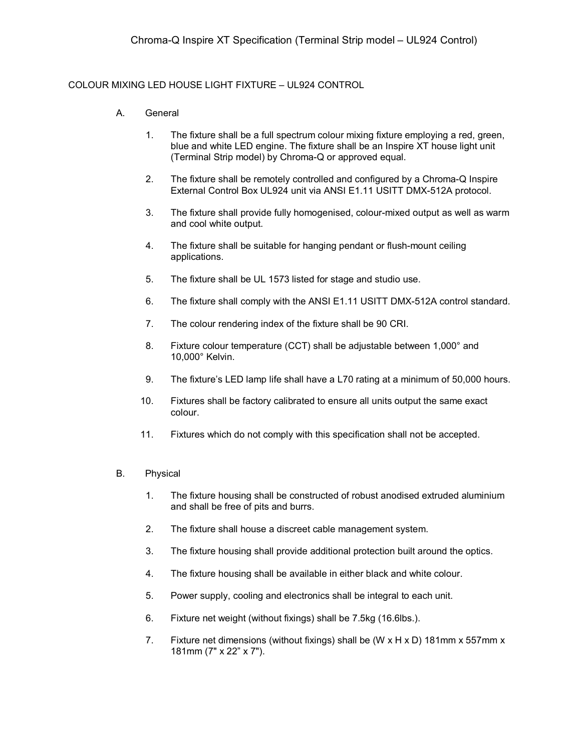# Chroma-Q Inspire XT Specification (Terminal Strip model – UL924 Control)

## COLOUR MIXING LED HOUSE LIGHT FIXTURE – UL924 CONTROL

### A. General

1. The fixture shall be a full spectrum colour mixing fixture employing a red, green, blue and white LED engine. The fixture shall be an Inspire XT house light unit (Terminal Strip model) by Chroma-Q or approved equal.

2. The fixture shall be remotely controlled and configured by a Chroma-Q Inspire External Control Box UL924 unit via ANSI E1.11 USITT DMX-512A protocol.

3. The fixture shall provide fully homogenised, colour-mixed output as well as warm and cool white output.

4. The fixture shall be suitable for hanging pendant or flush-mount ceiling applications.

5. The fixture shall be UL 1573 listed for stage and studio use.

6. The fixture shall comply with the ANSI E1.11 USITT DMX-512A control standard.

7. The colour rendering index of the fixture shall be 90 CRI.

8. Fixture colour temperature (CCT) shall be adjustable between 1,000° and 10,000° Kelvin.

9. The fixture's LED lamp life shall have a L70 rating at a minimum of 50,000 hours.

10. Fixtures shall be factory calibrated to ensure all units output the same exact colour.

11. Fixtures which do not comply with this specification shall not be accepted.

### B. Physical

1. The fixture housing shall be constructed of robust anodised extruded aluminium and shall be free of pits and burrs.

2. The fixture shall house a discreet cable management system.

3. The fixture housing shall provide additional protection built around the optics.

4. The fixture housing shall be available in either black and white colour.

5. Power supply, cooling and electronics shall be integral to each unit.

6. Fixture net weight (without fixings) shall be 7.5kg (16.6lbs.).

7. Fixture net dimensions (without fixings) shall be (W x H x D) 181mm x 557mm x 181mm (7" x 22" x 7").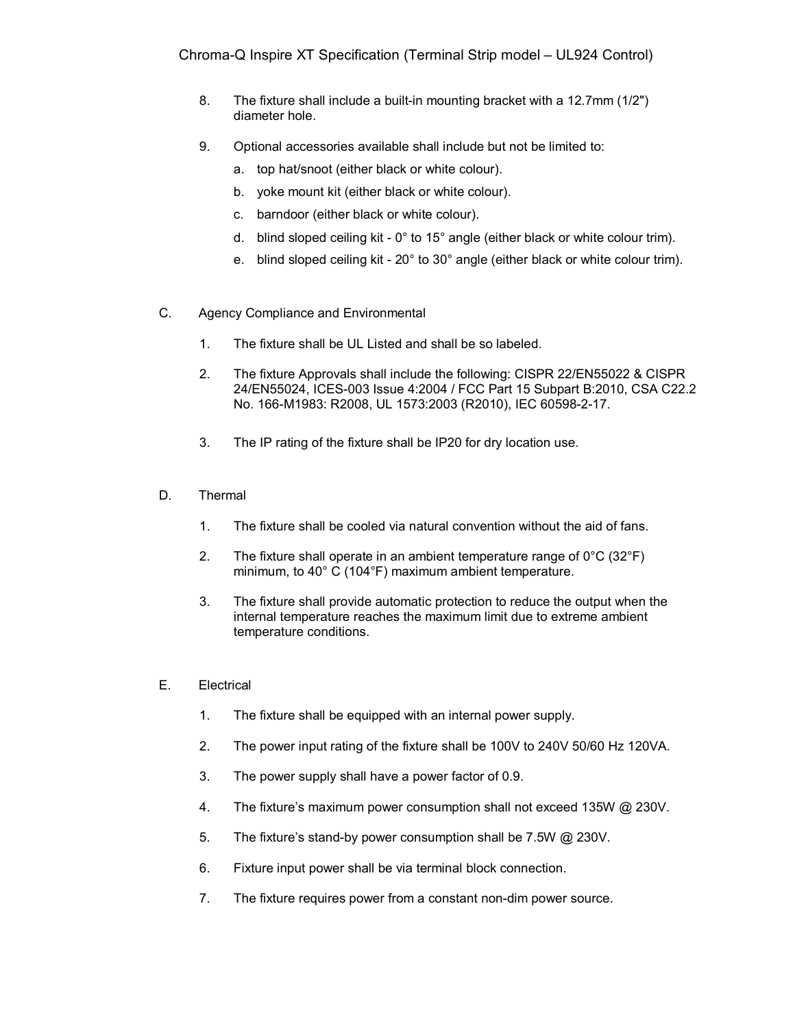8. The fixture shall include a built-in mounting bracket with a 12.7mm (1/2") diameter hole.

9. Optional accessories available shall include but not be limited to:

   a. top hat/snoot (either black or white colour).

   b. yoke mount kit (either black or white colour).

   c. barndoor (either black or white colour).

   d. blind sloped ceiling kit - 0° to 15° angle (either black or white colour trim).

   e. blind sloped ceiling kit - 20° to 30° angle (either black or white colour trim).

C. Agency Compliance and Environmental

1. The fixture shall be UL Listed and shall be so labeled.

2. The fixture Approvals shall include the following: CISPR 22/EN55022 & CISPR 24/EN55024, ICES-003 Issue 4:2004 / FCC Part 15 Subpart B:2010, CSA C22.2 No. 166-M1983: R2008, UL 1573:2003 (R2010), IEC 60598-2-17.

3. The IP rating of the fixture shall be IP20 for dry location use.

D. Thermal

1. The fixture shall be cooled via natural convention without the aid of fans.

2. The fixture shall operate in an ambient temperature range of 0°C (32°F) minimum, to 40° C (104°F) maximum ambient temperature.

3. The fixture shall provide automatic protection to reduce the output when the internal temperature reaches the maximum limit due to extreme ambient temperature conditions.

E. Electrical

1. The fixture shall be equipped with an internal power supply.

2. The power input rating of the fixture shall be 100V to 240V 50/60 Hz 120VA.

3. The power supply shall have a power factor of 0.9.

4. The fixture's maximum power consumption shall not exceed 135W @ 230V.

5. The fixture's stand-by power consumption shall be 7.5W @ 230V.

6. Fixture input power shall be via terminal block connection.

7. The fixture requires power from a constant non-dim power source.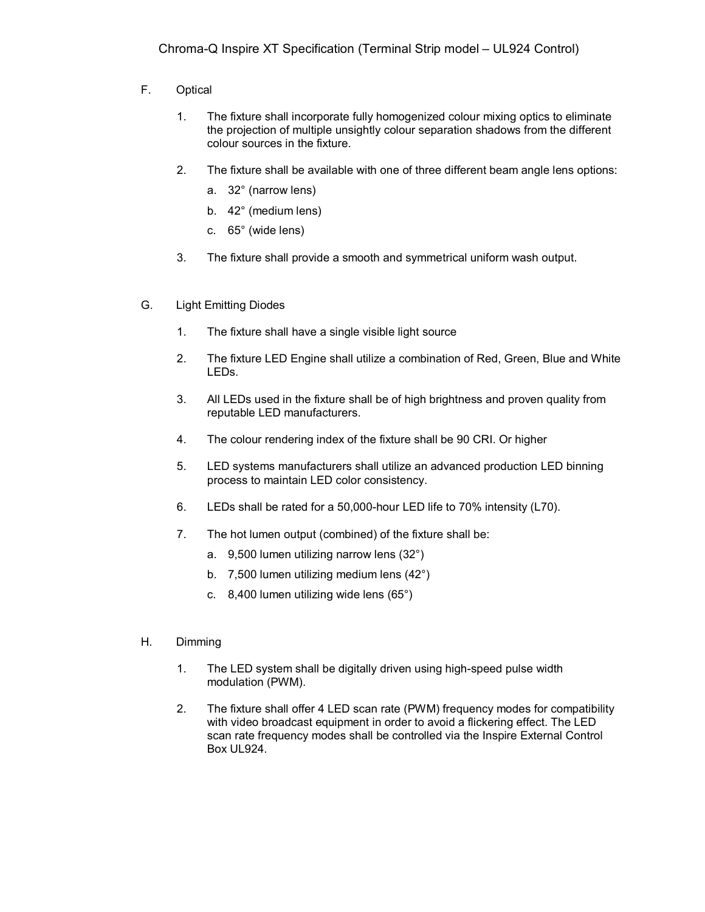F. Optical

1. The fixture shall incorporate fully homogenized colour mixing optics to eliminate the projection of multiple unsightly colour separation shadows from the different colour sources in the fixture.

2. The fixture shall be available with one of three different beam angle lens options:

   a. 32° (narrow lens)

   b. 42° (medium lens)

   c. 65° (wide lens)

3. The fixture shall provide a smooth and symmetrical uniform wash output.

G. Light Emitting Diodes

1. The fixture shall have a single visible light source

2. The fixture LED Engine shall utilize a combination of Red, Green, Blue and White LEDs.

3. All LEDs used in the fixture shall be of high brightness and proven quality from reputable LED manufacturers.

4. The colour rendering index of the fixture shall be 90 CRI. Or higher

5. LED systems manufacturers shall utilize an advanced production LED binning process to maintain LED color consistency.

6. LEDs shall be rated for a 50,000-hour LED life to 70% intensity (L70).

7. The hot lumen output (combined) of the fixture shall be:

   a. 9,500 lumen utilizing narrow lens (32°)

   b. 7,500 lumen utilizing medium lens (42°)

   c. 8,400 lumen utilizing wide lens (65°)

H. Dimming

1. The LED system shall be digitally driven using high-speed pulse width modulation (PWM).

2. The fixture shall offer 4 LED scan rate (PWM) frequency modes for compatibility with video broadcast equipment in order to avoid a flickering effect. The LED scan rate frequency modes shall be controlled via the Inspire External Control Box UL924.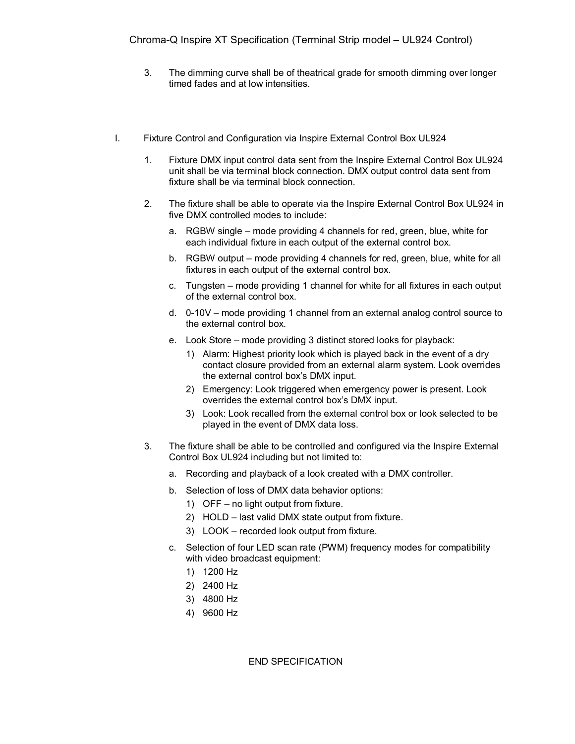3. The dimming curve shall be of theatrical grade for smooth dimming over longer timed fades and at low intensities.

I. Fixture Control and Configuration via Inspire External Control Box UL924

1. Fixture DMX input control data sent from the Inspire External Control Box UL924 unit shall be via terminal block connection. DMX output control data sent from fixture shall be via terminal block connection.

2. The fixture shall be able to operate via the Inspire External Control Box UL924 in five DMX controlled modes to include:

   a. RGBW single – mode providing 4 channels for red, green, blue, white for each individual fixture in each output of the external control box.

   b. RGBW output – mode providing 4 channels for red, green, blue, white for all fixtures in each output of the external control box.

   c. Tungsten – mode providing 1 channel for white for all fixtures in each output of the external control box.

   d. 0-10V – mode providing 1 channel from an external analog control source to the external control box.

   e. Look Store – mode providing 3 distinct stored looks for playback:

      1) Alarm: Highest priority look which is played back in the event of a dry contact closure provided from an external alarm system. Look overrides the external control box's DMX input.

      2) Emergency: Look triggered when emergency power is present. Look overrides the external control box's DMX input.

      3) Look: Look recalled from the external control box or look selected to be played in the event of DMX data loss.

3. The fixture shall be able to be controlled and configured via the Inspire External Control Box UL924 including but not limited to:

   a. Recording and playback of a look created with a DMX controller.

   b. Selection of loss of DMX data behavior options:

      1) OFF – no light output from fixture.

      2) HOLD – last valid DMX state output from fixture.

      3) LOOK – recorded look output from fixture.

   c. Selection of four LED scan rate (PWM) frequency modes for compatibility with video broadcast equipment:

      1) 1200 Hz

      2) 2400 Hz

      3) 4800 Hz

      4) 9600 Hz

END SPECIFICATION